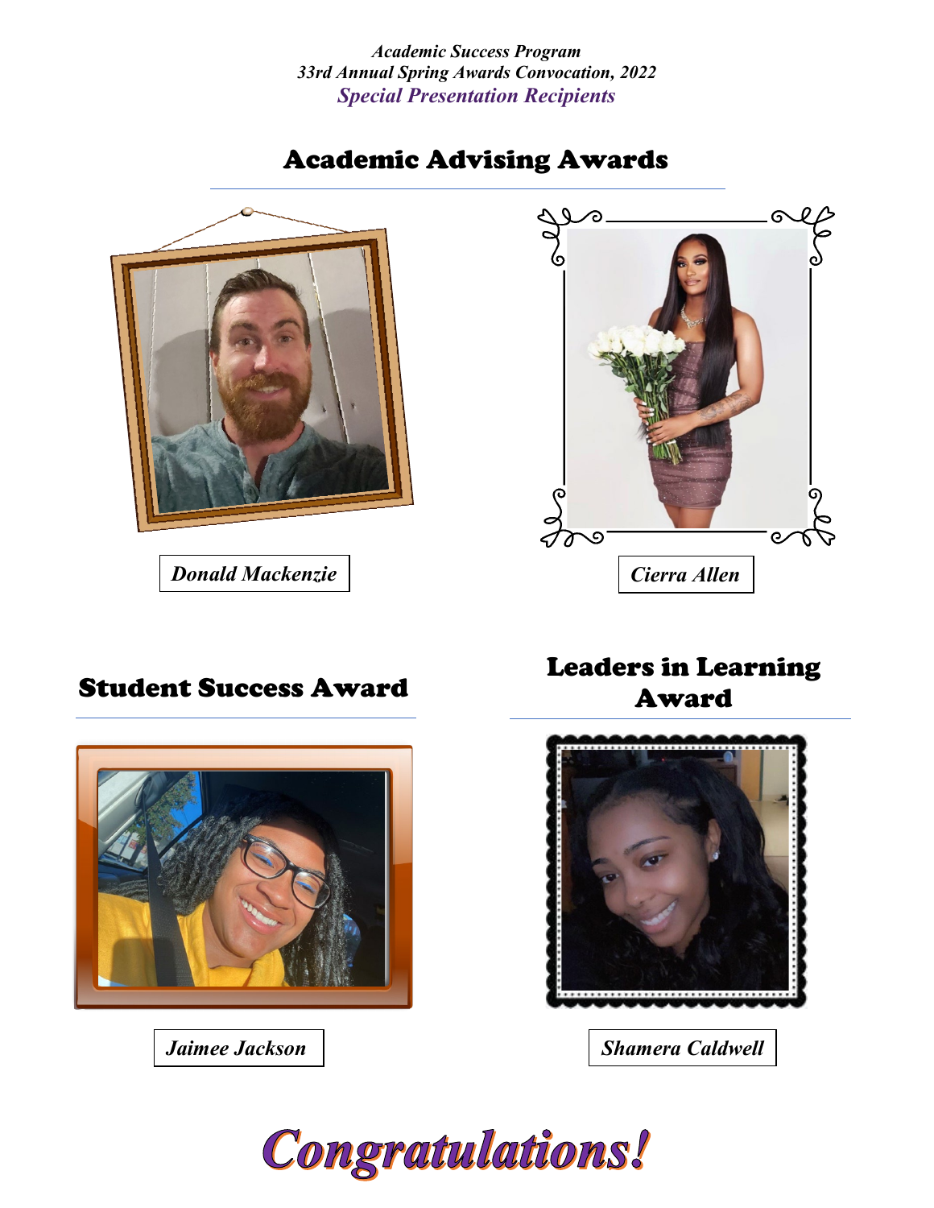*Academic Success Program*
*33rd Annual Spring Awards Convocation, 2022*
***Special Presentation Recipients***

## Academic Advising Awards

***Donald Mackenzie***

***Cierra Allen***

## Student Success Award

***Jaimee Jackson***

## Leaders in Learning Award

***Shamera Caldwell***

# *Congratulations!*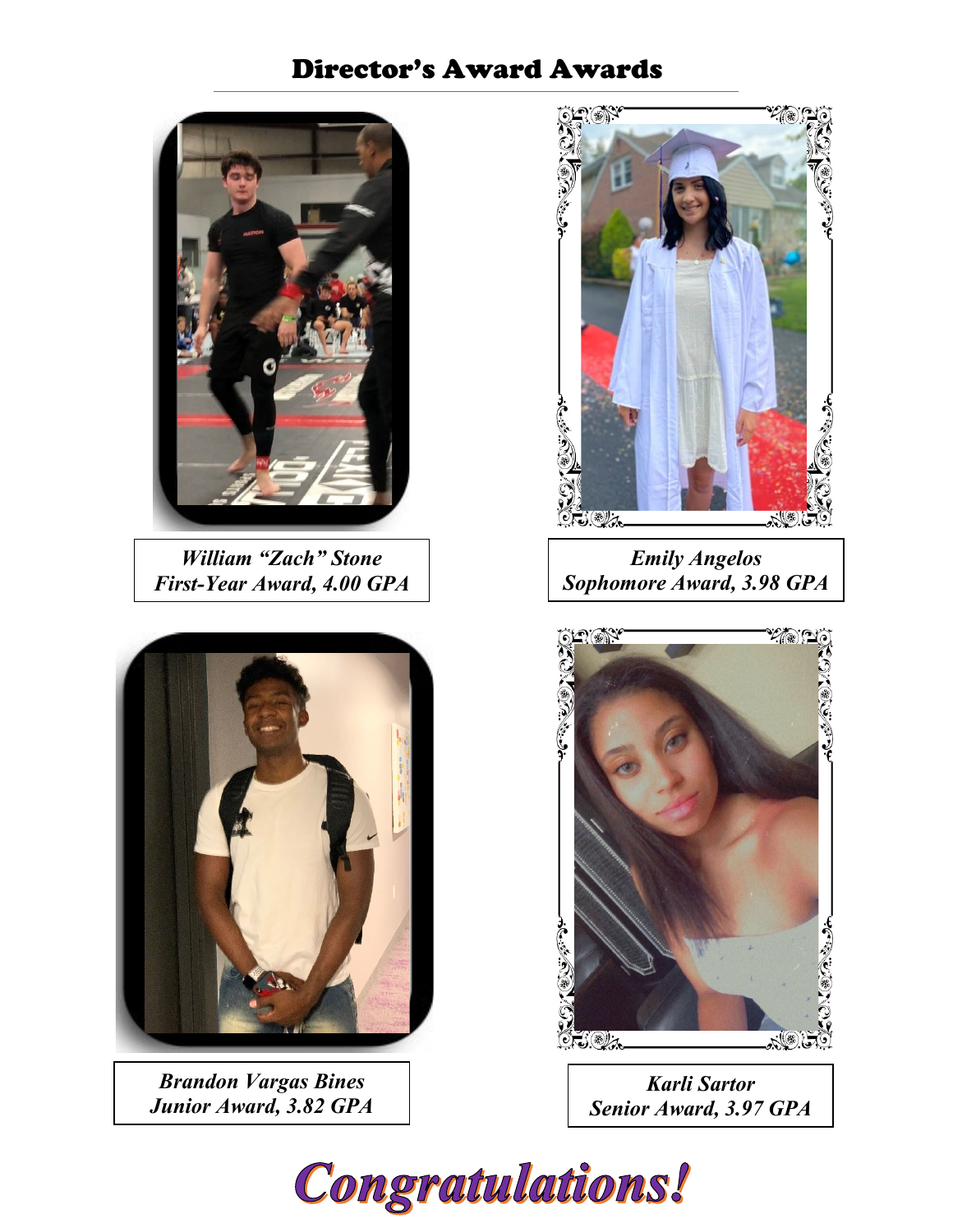# Director's Award Awards

*William "Zach" Stone*
*First-Year Award, 4.00 GPA*

*Emily Angelos*
*Sophomore Award, 3.98 GPA*

*Brandon Vargas Bines*
*Junior Award, 3.82 GPA*

*Karli Sartor*
*Senior Award, 3.97 GPA*

**Congratulations!**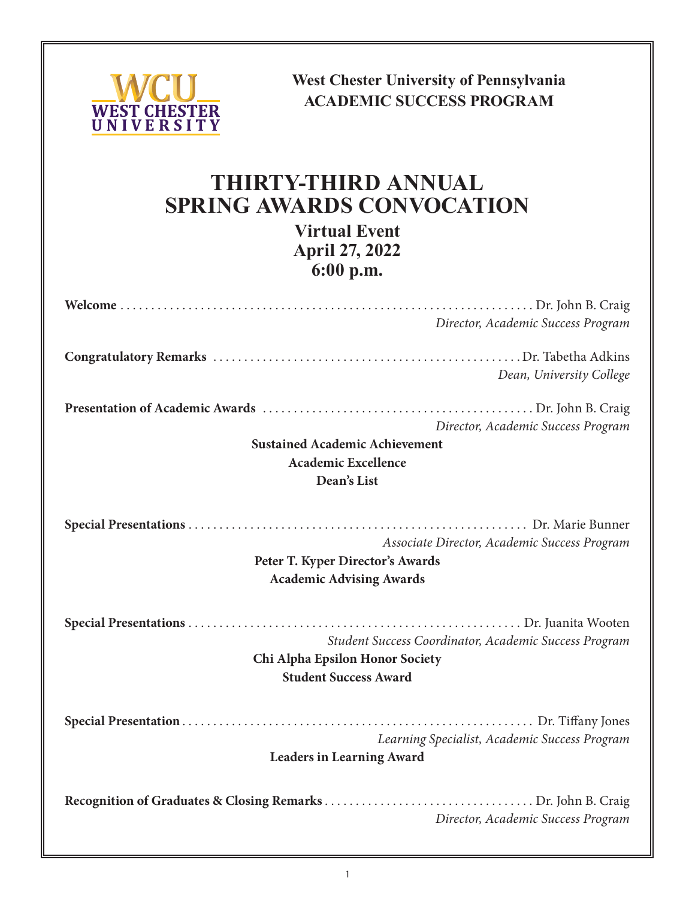West Chester University of Pennsylvania
ACADEMIC SUCCESS PROGRAM

# THIRTY-THIRD ANNUAL SPRING AWARDS CONVOCATION

**Virtual Event**
**April 27, 2022**
**6:00 p.m.**

**Welcome** ........................................ Dr. John B. Craig
*Director, Academic Success Program*

**Congratulatory Remarks** ........................................ Dr. Tabetha Adkins
*Dean, University College*

**Presentation of Academic Awards** ........................................ Dr. John B. Craig
*Director, Academic Success Program*

**Sustained Academic Achievement**
**Academic Excellence**
**Dean's List**

**Special Presentations** ........................................ Dr. Marie Bunner
*Associate Director, Academic Success Program*

**Peter T. Kyper Director's Awards**
**Academic Advising Awards**

**Special Presentations** ........................................ Dr. Juanita Wooten
*Student Success Coordinator, Academic Success Program*

**Chi Alpha Epsilon Honor Society**
**Student Success Award**

**Special Presentation** ........................................ Dr. Tiffany Jones
*Learning Specialist, Academic Success Program*

**Leaders in Learning Award**

**Recognition of Graduates & Closing Remarks** ........................................ Dr. John B. Craig
*Director, Academic Success Program*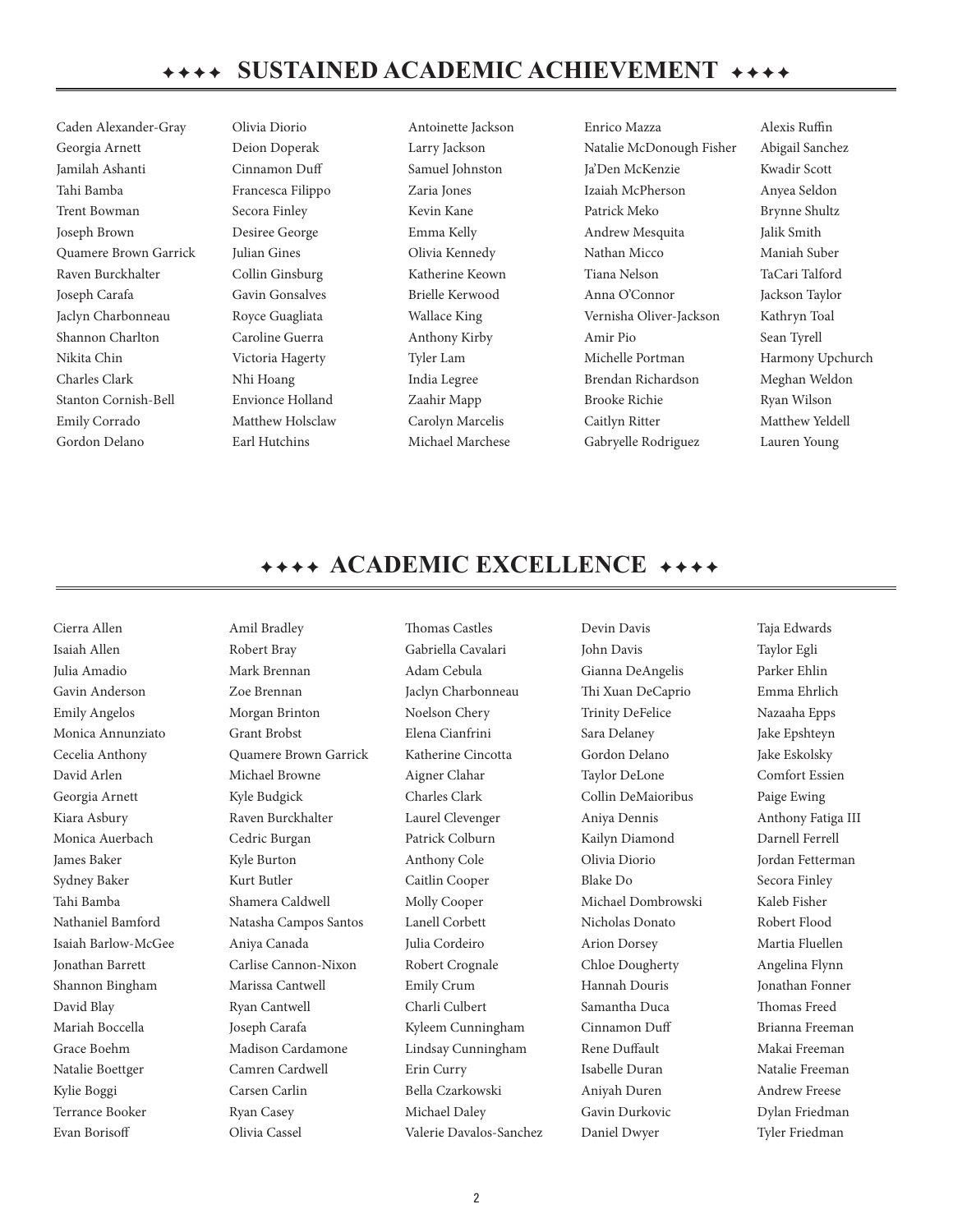## ✦✦✦✦ SUSTAINED ACADEMIC ACHIEVEMENT ✦✦✦✦

Caden Alexander-Gray
Georgia Arnett
Jamilah Ashanti
Tahi Bamba
Trent Bowman
Joseph Brown
Quamere Brown Garrick
Raven Burckhalter
Joseph Carafa
Jaclyn Charbonneau
Shannon Charlton
Nikita Chin
Charles Clark
Stanton Cornish-Bell
Emily Corrado
Gordon Delano
Olivia Diorio
Deion Doperak
Cinnamon Duff
Francesca Filippo
Secora Finley
Desiree George
Julian Gines
Collin Ginsburg
Gavin Gonsalves
Royce Guagliata
Caroline Guerra
Victoria Hagerty
Nhi Hoang
Envionce Holland
Matthew Holsclaw
Earl Hutchins
Antoinette Jackson
Larry Jackson
Samuel Johnston
Zaria Jones
Kevin Kane
Emma Kelly
Olivia Kennedy
Katherine Keown
Brielle Kerwood
Wallace King
Anthony Kirby
Tyler Lam
India Legree
Zaahir Mapp
Carolyn Marcelis
Michael Marchese
Enrico Mazza
Natalie McDonough Fisher
Ja'Den McKenzie
Izaiah McPherson
Patrick Meko
Andrew Mesquita
Nathan Micco
Tiana Nelson
Anna O'Connor
Vernisha Oliver-Jackson
Amir Pio
Michelle Portman
Brendan Richardson
Brooke Richie
Caitlyn Ritter
Gabryelle Rodriguez
Alexis Ruffin
Abigail Sanchez
Kwadir Scott
Anyea Seldon
Brynne Shultz
Jalik Smith
Maniah Suber
TaCari Talford
Jackson Taylor
Kathryn Toal
Sean Tyrell
Harmony Upchurch
Meghan Weldon
Ryan Wilson
Matthew Yeldell
Lauren Young

## ✦✦✦✦ ACADEMIC EXCELLENCE ✦✦✦✦

Cierra Allen
Isaiah Allen
Julia Amadio
Gavin Anderson
Emily Angelos
Monica Annunziato
Cecelia Anthony
David Arlen
Georgia Arnett
Kiara Asbury
Monica Auerbach
James Baker
Sydney Baker
Tahi Bamba
Nathaniel Bamford
Isaiah Barlow-McGee
Jonathan Barrett
Shannon Bingham
David Blay
Mariah Boccella
Grace Boehm
Natalie Boettger
Kylie Boggi
Terrance Booker
Evan Borisoff
Amil Bradley
Robert Bray
Mark Brennan
Zoe Brennan
Morgan Brinton
Grant Brobst
Quamere Brown Garrick
Michael Browne
Kyle Budgick
Raven Burckhalter
Cedric Burgan
Kyle Burton
Kurt Butler
Shamera Caldwell
Natasha Campos Santos
Aniya Canada
Carlise Cannon-Nixon
Marissa Cantwell
Ryan Cantwell
Joseph Carafa
Madison Cardamone
Camren Cardwell
Carsen Carlin
Ryan Casey
Olivia Cassel
Thomas Castles
Gabriella Cavalari
Adam Cebula
Jaclyn Charbonneau
Noelson Chery
Elena Cianfrini
Katherine Cincotta
Aigner Clahar
Charles Clark
Laurel Clevenger
Patrick Colburn
Anthony Cole
Caitlin Cooper
Molly Cooper
Lanell Corbett
Julia Cordeiro
Robert Crognale
Emily Crum
Charli Culbert
Kyleem Cunningham
Lindsay Cunningham
Erin Curry
Bella Czarkowski
Michael Daley
Valerie Davalos-Sanchez
Devin Davis
John Davis
Gianna DeAngelis
Thi Xuan DeCaprio
Trinity DeFelice
Sara Delaney
Gordon Delano
Taylor DeLone
Collin DeMaioribus
Aniya Dennis
Kailyn Diamond
Olivia Diorio
Blake Do
Michael Dombrowski
Nicholas Donato
Arion Dorsey
Chloe Dougherty
Hannah Douris
Samantha Duca
Cinnamon Duff
Rene Duffault
Isabelle Duran
Aniyah Duren
Gavin Durkovic
Daniel Dwyer
Taja Edwards
Taylor Egli
Parker Ehlin
Emma Ehrlich
Nazaaha Epps
Jake Epshteyn
Jake Eskolsky
Comfort Essien
Paige Ewing
Anthony Fatiga III
Darnell Ferrell
Jordan Fetterman
Secora Finley
Kaleb Fisher
Robert Flood
Martia Fluellen
Angelina Flynn
Jonathan Fonner
Thomas Freed
Brianna Freeman
Makai Freeman
Natalie Freeman
Andrew Freese
Dylan Friedman
Tyler Friedman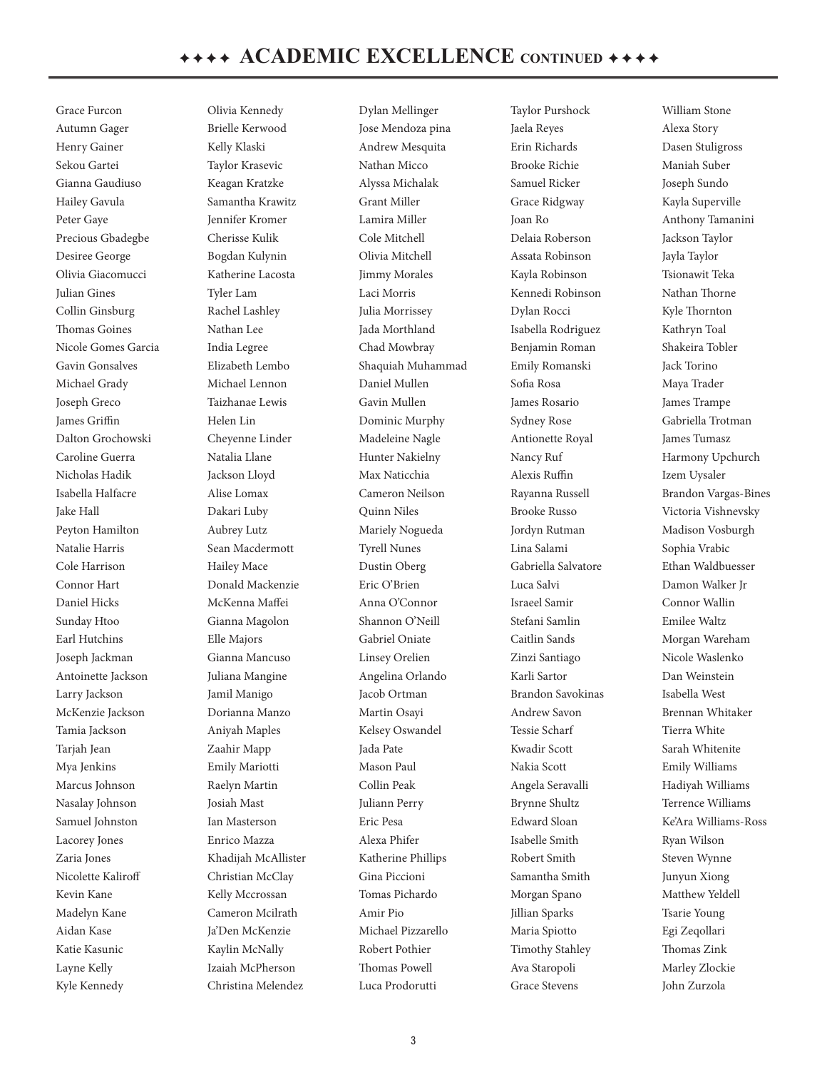# ✦✦✦✦ ACADEMIC EXCELLENCE CONTINUED ✦✦✦✦

Grace Furcon
Autumn Gager
Henry Gainer
Sekou Gartei
Gianna Gaudiuso
Hailey Gavula
Peter Gaye
Precious Gbadegbe
Desiree George
Olivia Giacomucci
Julian Gines
Collin Ginsburg
Thomas Goines
Nicole Gomes Garcia
Gavin Gonsalves
Michael Grady
Joseph Greco
James Griffin
Dalton Grochowski
Caroline Guerra
Nicholas Hadik
Isabella Halfacre
Jake Hall
Peyton Hamilton
Natalie Harris
Cole Harrison
Connor Hart
Daniel Hicks
Sunday Htoo
Earl Hutchins
Joseph Jackman
Antoinette Jackson
Larry Jackson
McKenzie Jackson
Tamia Jackson
Tarjah Jean
Mya Jenkins
Marcus Johnson
Nasalay Johnson
Samuel Johnston
Lacorey Jones
Zaria Jones
Nicolette Kaliroff
Kevin Kane
Madelyn Kane
Aidan Kase
Katie Kasunic
Layne Kelly
Kyle Kennedy

Olivia Kennedy
Brielle Kerwood
Kelly Klaski
Taylor Krasevic
Keagan Kratzke
Samantha Krawitz
Jennifer Kromer
Cherisse Kulik
Bogdan Kulynin
Katherine Lacosta
Tyler Lam
Rachel Lashley
Nathan Lee
India Legree
Elizabeth Lembo
Michael Lennon
Taizhanae Lewis
Helen Lin
Cheyenne Linder
Natalia Llane
Jackson Lloyd
Alise Lomax
Dakari Luby
Aubrey Lutz
Sean Macdermott
Hailey Mace
Donald Mackenzie
McKenna Maffei
Gianna Magolon
Elle Majors
Gianna Mancuso
Juliana Mangine
Jamil Manigo
Dorianna Manzo
Aniyah Maples
Zaahir Mapp
Emily Mariotti
Raelyn Martin
Josiah Mast
Ian Masterson
Enrico Mazza
Khadijah McAllister
Christian McClay
Kelly Mccrossan
Cameron Mcilrath
Ja'Den McKenzie
Kaylin McNally
Izaiah McPherson
Christina Melendez

Dylan Mellinger
Jose Mendoza pina
Andrew Mesquita
Nathan Micco
Alyssa Michalak
Grant Miller
Lamira Miller
Cole Mitchell
Olivia Mitchell
Jimmy Morales
Laci Morris
Julia Morrissey
Jada Morthland
Chad Mowbray
Shaquiah Muhammad
Daniel Mullen
Gavin Mullen
Dominic Murphy
Madeleine Nagle
Hunter Nakielny
Max Naticchia
Cameron Neilson
Quinn Niles
Mariely Nogueda
Tyrell Nunes
Dustin Oberg
Eric O'Brien
Anna O'Connor
Shannon O'Neill
Gabriel Oniate
Linsey Orelien
Angelina Orlando
Jacob Ortman
Martin Osayi
Kelsey Oswandel
Jada Pate
Mason Paul
Collin Peak
Juliann Perry
Eric Pesa
Alexa Phifer
Katherine Phillips
Gina Piccioni
Tomas Pichardo
Amir Pio
Michael Pizzarello
Robert Pothier
Thomas Powell
Luca Prodorutti

Taylor Purshock
Jaela Reyes
Erin Richards
Brooke Richie
Samuel Ricker
Grace Ridgway
Joan Ro
Delaia Roberson
Assata Robinson
Kayla Robinson
Kennedi Robinson
Dylan Rocci
Isabella Rodriguez
Benjamin Roman
Emily Romanski
Sofia Rosa
James Rosario
Sydney Rose
Antionette Royal
Nancy Ruf
Alexis Ruffin
Rayanna Russell
Brooke Russo
Jordyn Rutman
Lina Salami
Gabriella Salvatore
Luca Salvi
Israeel Samir
Stefani Samlin
Caitlin Sands
Zinzi Santiago
Karli Sartor
Brandon Savokinas
Andrew Savon
Tessie Scharf
Kwadir Scott
Nakia Scott
Angela Seravalli
Brynne Shultz
Edward Sloan
Isabelle Smith
Robert Smith
Samantha Smith
Morgan Spano
Jillian Sparks
Maria Spiotto
Timothy Stahley
Ava Staropoli
Grace Stevens

William Stone
Alexa Story
Dasen Stuligross
Maniah Suber
Joseph Sundo
Kayla Superville
Anthony Tamanini
Jackson Taylor
Jayla Taylor
Tsionawit Teka
Nathan Thorne
Kyle Thornton
Kathryn Toal
Shakeira Tobler
Jack Torino
Maya Trader
James Trampe
Gabriella Trotman
James Tumasz
Harmony Upchurch
Izem Uysaler
Brandon Vargas-Bines
Victoria Vishnevsky
Madison Vosburgh
Sophia Vrabic
Ethan Waldbuesser
Damon Walker Jr
Connor Wallin
Emilee Waltz
Morgan Wareham
Nicole Waslenko
Dan Weinstein
Isabella West
Brennan Whitaker
Tierra White
Sarah Whitenite
Emily Williams
Hadiyah Williams
Terrence Williams
Ke'Ara Williams-Ross
Ryan Wilson
Steven Wynne
Junyun Xiong
Matthew Yeldell
Tsarie Young
Egi Zeqollari
Thomas Zink
Marley Zlockie
John Zurzola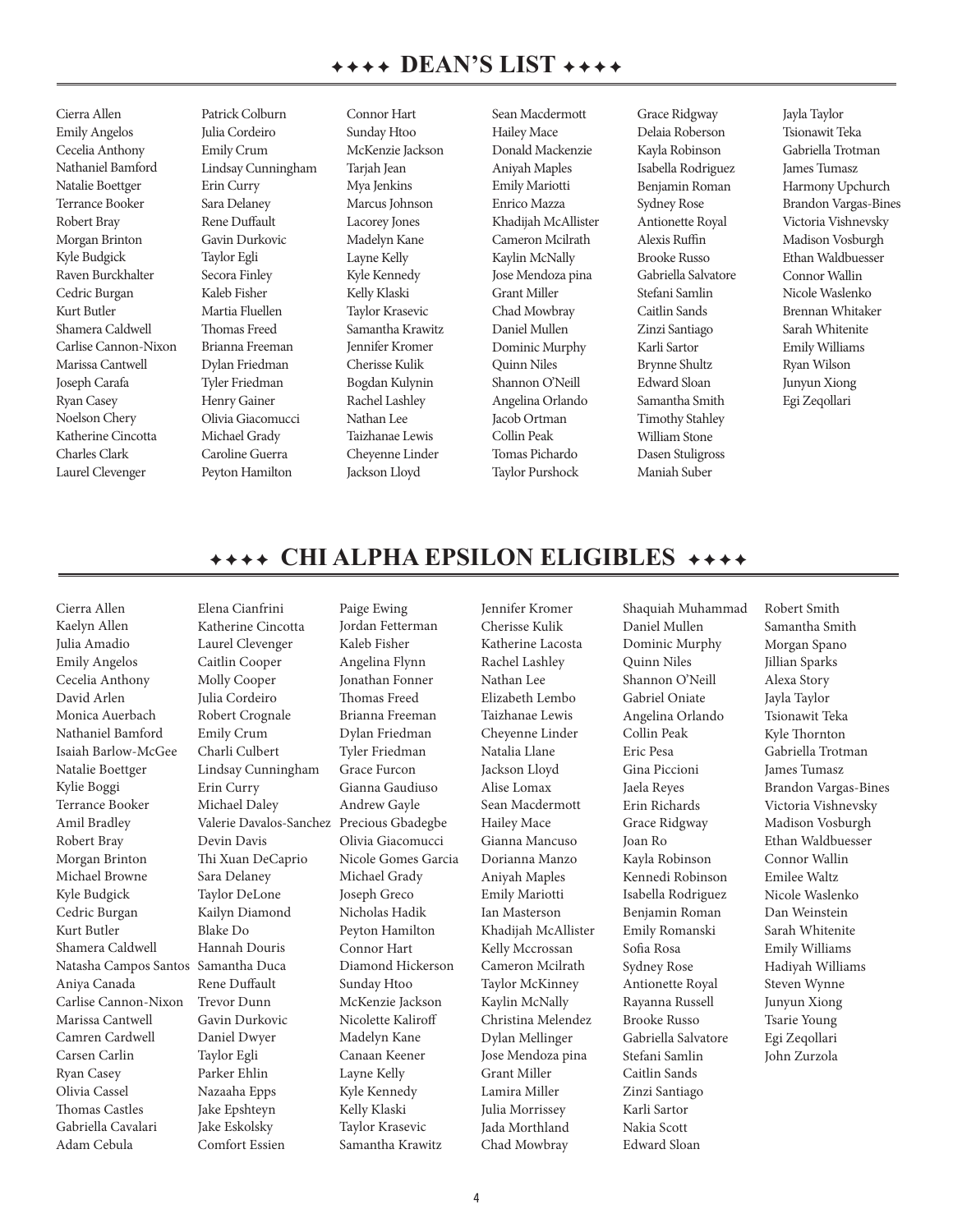# ✦✦✦✦ DEAN'S LIST ✦✦✦✦

Cierra Allen
Emily Angelos
Cecelia Anthony
Nathaniel Bamford
Natalie Boettger
Terrance Booker
Robert Bray
Morgan Brinton
Kyle Budgick
Raven Burckhalter
Cedric Burgan
Kurt Butler
Shamera Caldwell
Carlise Cannon-Nixon
Marissa Cantwell
Joseph Carafa
Ryan Casey
Noelson Chery
Katherine Cincotta
Charles Clark
Laurel Clevenger
Patrick Colburn
Julia Cordeiro
Emily Crum
Lindsay Cunningham
Erin Curry
Sara Delaney
Rene Duffault
Gavin Durkovic
Taylor Egli
Secora Finley
Kaleb Fisher
Martia Fluellen
Thomas Freed
Brianna Freeman
Dylan Friedman
Tyler Friedman
Henry Gainer
Olivia Giacomucci
Michael Grady
Caroline Guerra
Peyton Hamilton
Connor Hart
Sunday Htoo
McKenzie Jackson
Tarjah Jean
Mya Jenkins
Marcus Johnson
Lacorey Jones
Madelyn Kane
Layne Kelly
Kyle Kennedy
Kelly Klaski
Taylor Krasevic
Samantha Krawitz
Jennifer Kromer
Cherisse Kulik
Bogdan Kulynin
Rachel Lashley
Nathan Lee
Taizhanae Lewis
Cheyenne Linder
Jackson Lloyd
Sean Macdermott
Hailey Mace
Donald Mackenzie
Aniyah Maples
Emily Mariotti
Enrico Mazza
Khadijah McAllister
Cameron Mcilrath
Kaylin McNally
Jose Mendoza pina
Grant Miller
Chad Mowbray
Daniel Mullen
Dominic Murphy
Quinn Niles
Shannon O'Neill
Angelina Orlando
Jacob Ortman
Collin Peak
Tomas Pichardo
Taylor Purshock
Grace Ridgway
Delaia Roberson
Kayla Robinson
Isabella Rodriguez
Benjamin Roman
Sydney Rose
Antionette Royal
Alexis Ruffin
Brooke Russo
Gabriella Salvatore
Stefani Samlin
Caitlin Sands
Zinzi Santiago
Karli Sartor
Brynne Shultz
Edward Sloan
Samantha Smith
Timothy Stahley
William Stone
Dasen Stuligross
Maniah Suber
Jayla Taylor
Tsionawit Teka
Gabriella Trotman
James Tumasz
Harmony Upchurch
Brandon Vargas-Bines
Victoria Vishnevsky
Madison Vosburgh
Ethan Waldbuesser
Connor Wallin
Nicole Waslenko
Brennan Whitaker
Sarah Whitenite
Emily Williams
Ryan Wilson
Junyun Xiong
Egi Zeqollari

# ✦✦✦✦ CHI ALPHA EPSILON ELIGIBLES ✦✦✦✦

Cierra Allen
Kaelyn Allen
Julia Amadio
Emily Angelos
Cecelia Anthony
David Arlen
Monica Auerbach
Nathaniel Bamford
Isaiah Barlow-McGee
Natalie Boettger
Kylie Boggi
Terrance Booker
Amil Bradley
Robert Bray
Morgan Brinton
Michael Browne
Kyle Budgick
Cedric Burgan
Kurt Butler
Shamera Caldwell
Natasha Campos Santos
Aniya Canada
Carlise Cannon-Nixon
Marissa Cantwell
Camren Cardwell
Carsen Carlin
Ryan Casey
Olivia Cassel
Thomas Castles
Gabriella Cavalari
Adam Cebula
Elena Cianfrini
Katherine Cincotta
Laurel Clevenger
Caitlin Cooper
Molly Cooper
Julia Cordeiro
Robert Crognale
Emily Crum
Charli Culbert
Lindsay Cunningham
Erin Curry
Michael Daley
Valerie Davalos-Sanchez
Devin Davis
Thi Xuan DeCaprio
Sara Delaney
Taylor DeLone
Kailyn Diamond
Blake Do
Hannah Douris
Samantha Duca
Rene Duffault
Trevor Dunn
Gavin Durkovic
Daniel Dwyer
Taylor Egli
Parker Ehlin
Nazaaha Epps
Jake Epshteyn
Jake Eskolsky
Comfort Essien
Paige Ewing
Jordan Fetterman
Kaleb Fisher
Angelina Flynn
Jonathan Fonner
Thomas Freed
Brianna Freeman
Dylan Friedman
Tyler Friedman
Grace Furcon
Gianna Gaudiuso
Andrew Gayle
Precious Gbadegbe
Olivia Giacomucci
Nicole Gomes Garcia
Michael Grady
Joseph Greco
Nicholas Hadik
Peyton Hamilton
Connor Hart
Diamond Hickerson
Sunday Htoo
McKenzie Jackson
Nicolette Kaliroff
Madelyn Kane
Canaan Keener
Layne Kelly
Kyle Kennedy
Kelly Klaski
Taylor Krasevic
Samantha Krawitz
Jennifer Kromer
Cherisse Kulik
Katherine Lacosta
Rachel Lashley
Nathan Lee
Elizabeth Lembo
Taizhanae Lewis
Cheyenne Linder
Natalia Llane
Jackson Lloyd
Alise Lomax
Sean Macdermott
Hailey Mace
Gianna Mancuso
Dorianna Manzo
Aniyah Maples
Emily Mariotti
Ian Masterson
Khadijah McAllister
Kelly Mccrossan
Cameron Mcilrath
Taylor McKinney
Kaylin McNally
Christina Melendez
Dylan Mellinger
Jose Mendoza pina
Grant Miller
Lamira Miller
Julia Morrissey
Jada Morthland
Chad Mowbray
Shaquiah Muhammad
Daniel Mullen
Dominic Murphy
Quinn Niles
Shannon O'Neill
Gabriel Oniate
Angelina Orlando
Collin Peak
Eric Pesa
Gina Piccioni
Jaela Reyes
Erin Richards
Grace Ridgway
Joan Ro
Kayla Robinson
Kennedi Robinson
Isabella Rodriguez
Benjamin Roman
Emily Romanski
Sofia Rosa
Sydney Rose
Antionette Royal
Rayanna Russell
Brooke Russo
Gabriella Salvatore
Stefani Samlin
Caitlin Sands
Zinzi Santiago
Karli Sartor
Nakia Scott
Edward Sloan
Robert Smith
Samantha Smith
Morgan Spano
Jillian Sparks
Alexa Story
Jayla Taylor
Tsionawit Teka
Kyle Thornton
Gabriella Trotman
James Tumasz
Brandon Vargas-Bines
Victoria Vishnevsky
Madison Vosburgh
Ethan Waldbuesser
Connor Wallin
Emilee Waltz
Nicole Waslenko
Dan Weinstein
Sarah Whitenite
Emily Williams
Hadiyah Williams
Steven Wynne
Junyun Xiong
Tsarie Young
Egi Zeqollari
John Zurzola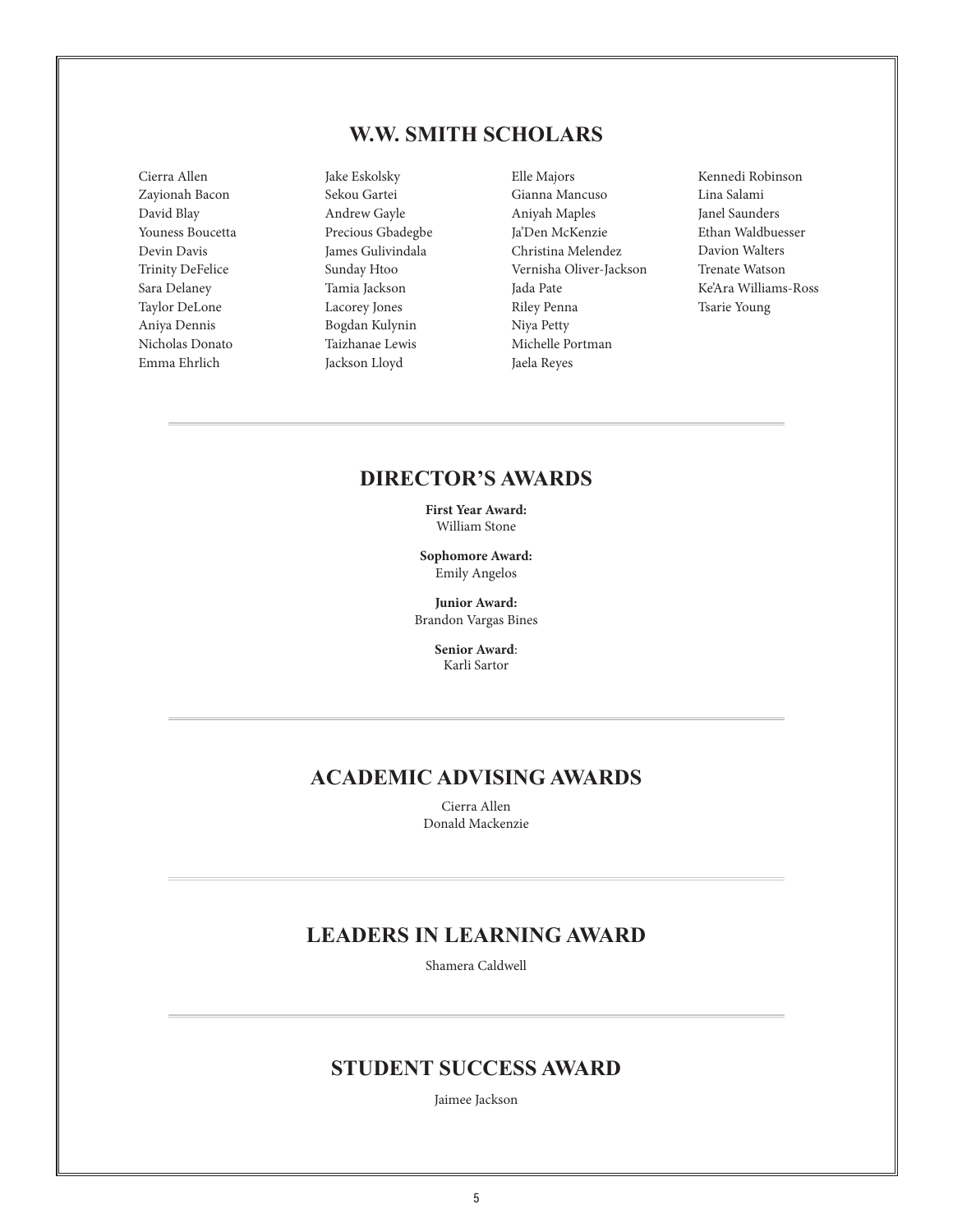## W.W. SMITH SCHOLARS

Cierra Allen
Zayionah Bacon
David Blay
Youness Boucetta
Devin Davis
Trinity DeFelice
Sara Delaney
Taylor DeLone
Aniya Dennis
Nicholas Donato
Emma Ehrlich
Jake Eskolsky
Sekou Gartei
Andrew Gayle
Precious Gbadegbe
James Gulivindala
Sunday Htoo
Tamia Jackson
Lacorey Jones
Bogdan Kulynin
Taizhanae Lewis
Jackson Lloyd
Elle Majors
Gianna Mancuso
Aniyah Maples
Ja'Den McKenzie
Christina Melendez
Vernisha Oliver-Jackson
Jada Pate
Riley Penna
Niya Petty
Michelle Portman
Jaela Reyes
Kennedi Robinson
Lina Salami
Janel Saunders
Ethan Waldbuesser
Davion Walters
Trenate Watson
Ke'Ara Williams-Ross
Tsarie Young

## DIRECTOR'S AWARDS

**First Year Award:**
William Stone

**Sophomore Award:**
Emily Angelos

**Junior Award:**
Brandon Vargas Bines

**Senior Award**:
Karli Sartor

## ACADEMIC ADVISING AWARDS

Cierra Allen
Donald Mackenzie

## LEADERS IN LEARNING AWARD

Shamera Caldwell

## STUDENT SUCCESS AWARD

Jaimee Jackson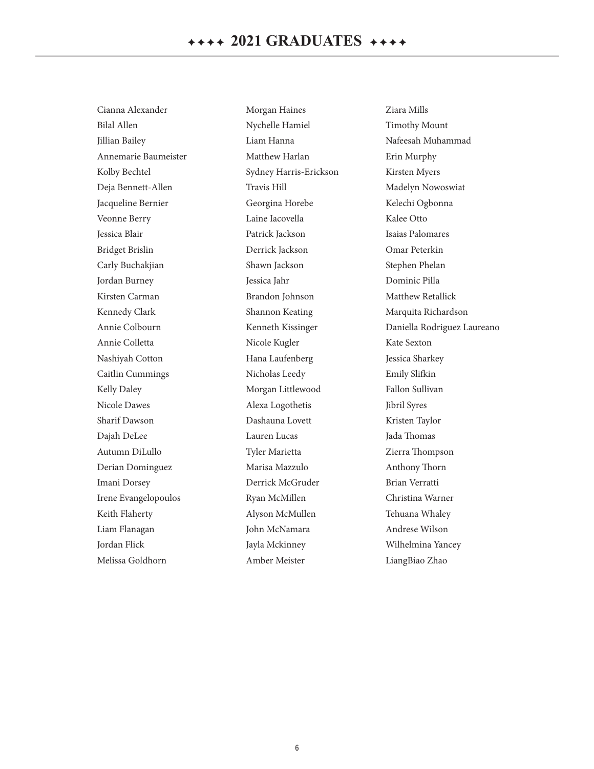# ✦✦✦✦ 2021 GRADUATES ✦✦✦✦

Cianna Alexander
Bilal Allen
Jillian Bailey
Annemarie Baumeister
Kolby Bechtel
Deja Bennett-Allen
Jacqueline Bernier
Veonne Berry
Jessica Blair
Bridget Brislin
Carly Buchakjian
Jordan Burney
Kirsten Carman
Kennedy Clark
Annie Colbourn
Annie Colletta
Nashiyah Cotton
Caitlin Cummings
Kelly Daley
Nicole Dawes
Sharif Dawson
Dajah DeLee
Autumn DiLullo
Derian Dominguez
Imani Dorsey
Irene Evangelopoulos
Keith Flaherty
Liam Flanagan
Jordan Flick
Melissa Goldhorn
Morgan Haines
Nychelle Hamiel
Liam Hanna
Matthew Harlan
Sydney Harris-Erickson
Travis Hill
Georgina Horebe
Laine Iacovella
Patrick Jackson
Derrick Jackson
Shawn Jackson
Jessica Jahr
Brandon Johnson
Shannon Keating
Kenneth Kissinger
Nicole Kugler
Hana Laufenberg
Nicholas Leedy
Morgan Littlewood
Alexa Logothetis
Dashauna Lovett
Lauren Lucas
Tyler Marietta
Marisa Mazzulo
Derrick McGruder
Ryan McMillen
Alyson McMullen
John McNamara
Jayla Mckinney
Amber Meister
Ziara Mills
Timothy Mount
Nafeesah Muhammad
Erin Murphy
Kirsten Myers
Madelyn Nowoswiat
Kelechi Ogbonna
Kalee Otto
Isaias Palomares
Omar Peterkin
Stephen Phelan
Dominic Pilla
Matthew Retallick
Marquita Richardson
Daniella Rodriguez Laureano
Kate Sexton
Jessica Sharkey
Emily Slifkin
Fallon Sullivan
Jibril Syres
Kristen Taylor
Jada Thomas
Zierra Thompson
Anthony Thorn
Brian Verratti
Christina Warner
Tehuana Whaley
Andrese Wilson
Wilhelmina Yancey
LiangBiao Zhao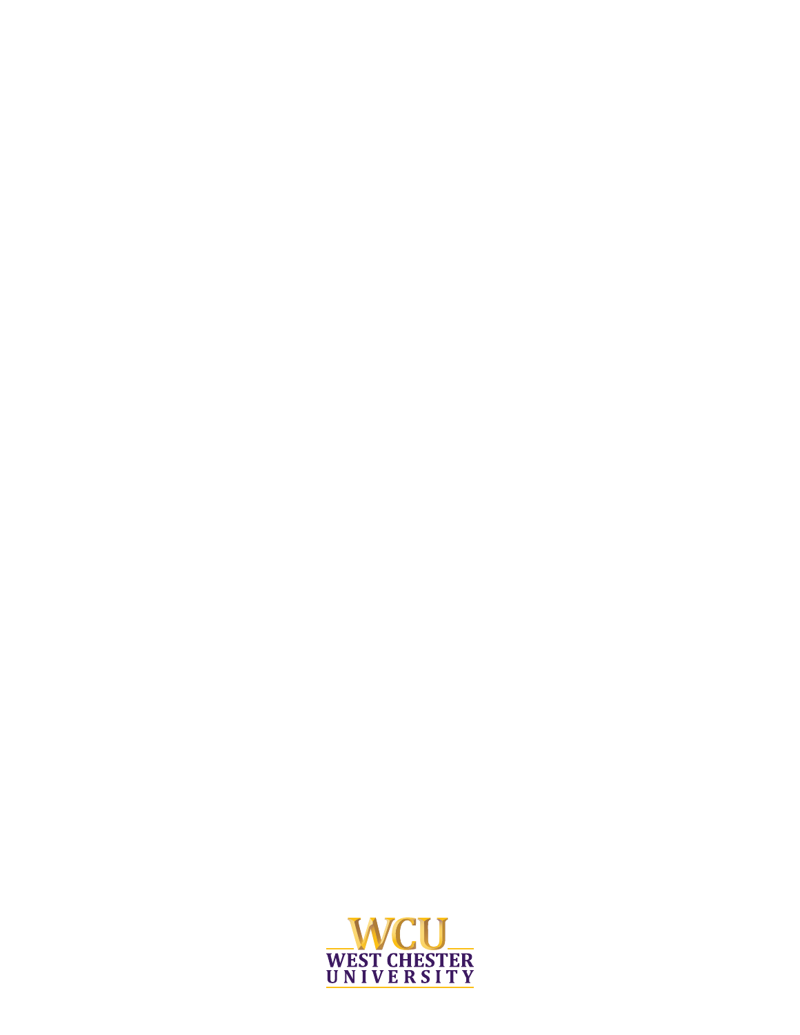WCU

WEST CHESTER
UNIVERSITY